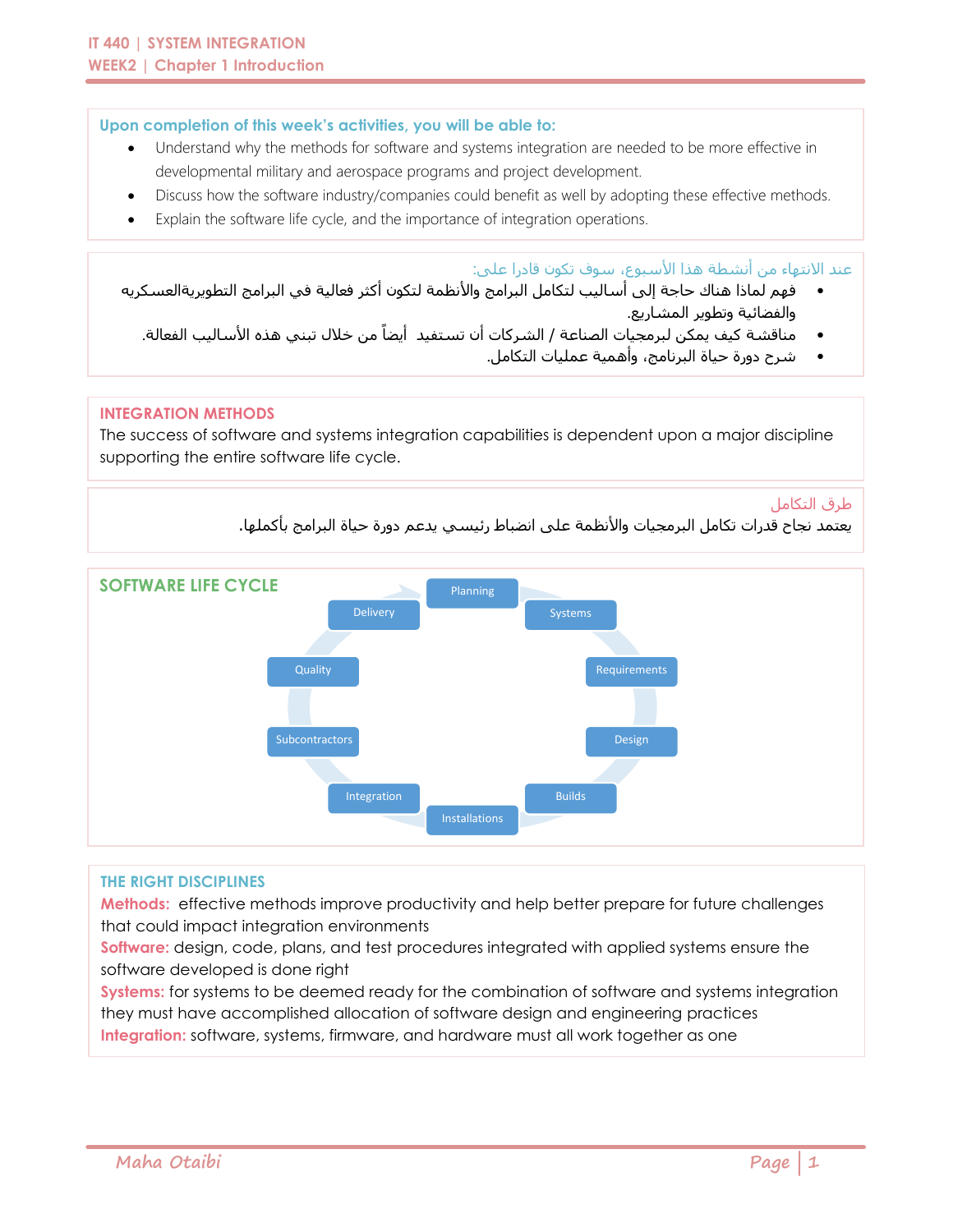## Upon completion of this week's activities, you will be able to:

- Understand why the methods for software and systems integration are needed to be more effective in developmental military and aerospace programs and project development.
- Discuss how the software industry/companies could benefit as well by adopting these effective methods.
- Explain the software life cycle, and the importance of integration operations.

عند الانتهاء من أنشطة هذا الأسبوع، سوف تكون قادرا على:

- فهم لماذا هناك حاجة إلى أساليب لتكامل البرامج والأنظمة لتكون أكثر فعالية في البرامج التطويريةالعسكريه والفضائية وتطوير المشاريع.
- مناقشة كيف يمكن لبرمجيات الصناعة / الشركات أن تستفيد أيضاً من خلال تبني هذه الأساليب الفعالة.
- شرح دورة حياة البرنامج، وأهمية عمليات التكامل.

## INTEGRATION METHODS

The success of software and systems integration capabilities is dependent upon a major discipline supporting the entire software life cycle.

## طرق التكامل

يعتمد نجاح قدرات تكامل البرمجيات والأنظمة على انضباط رئيسي يدعم دورة حياة البرامج بأكملها.

## SOFTWARE LIFE CYCLE

- Planning
- Systems
- Requirements
- Design
- Builds
- Installations
- Integration
- Subcontractors
- Quality
- Delivery

## THE RIGHT DISCIPLINES

**Methods:** effective methods improve productivity and help better prepare for future challenges that could impact integration environments

**Software:** design, code, plans, and test procedures integrated with applied systems ensure the software developed is done right

**Systems:** for systems to be deemed ready for the combination of software and systems integration they must have accomplished allocation of software design and engineering practices

**Integration:** software, systems, firmware, and hardware must all work together as one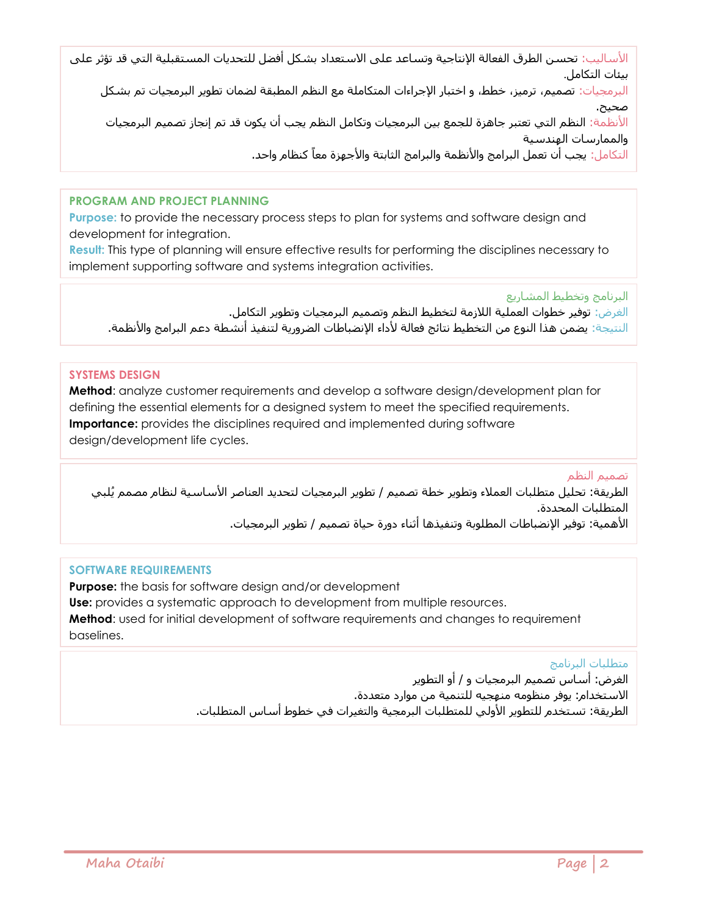الأساليب: تحسن الطرق الفعالة الإنتاجية وتساعد على الاستعداد بشكل أفضل للتحديات المستقبلية التي قد تؤثر على بيئات التكامل.

البرمجيات: تصميم، ترميز، خطط، و اختبار الإجراءات المتكاملة مع النظم المطبقة لضمان تطوير البرمجيات تم بشكل صحيح.

الأنظمة: النظم التي تعتبر جاهزة للجمع بين البرمجيات وتكامل النظم يجب أن يكون قد تم إنجاز تصميم البرمجيات والممارسات الهندسية

التكامل: يجب أن تعمل البرامج والأنظمة والبرامج الثابتة والأجهزة معاً كنظام واحد.

## PROGRAM AND PROJECT PLANNING

**Purpose:** to provide the necessary process steps to plan for systems and software design and development for integration.

**Result:** This type of planning will ensure effective results for performing the disciplines necessary to implement supporting software and systems integration activities.

## البرنامج وتخطيط المشاريع

الغرض: توفير خطوات العملية اللازمة لتخطيط النظم وتصميم البرمجيات وتطوير التكامل.

النتيجة: يضمن هذا النوع من التخطيط نتائج فعالة لأداء الإنضباطات الضرورية لتنفيذ أنشطة دعم البرامج والأنظمة.

## SYSTEMS DESIGN

**Method**: analyze customer requirements and develop a software design/development plan for defining the essential elements for a designed system to meet the specified requirements.

**Importance:** provides the disciplines required and implemented during software design/development life cycles.

## تصميم النظم

الطريقة: تحليل متطلبات العملاء وتطوير خطة تصميم / تطوير البرمجيات لتحديد العناصر الأساسية لنظام مصمم يُلبي المتطلبات المحددة.

الأهمية: توفير الإنضباطات المطلوبة وتنفيذها أثناء دورة حياة تصميم / تطوير البرمجيات.

## SOFTWARE REQUIREMENTS

**Purpose:** the basis for software design and/or development

**Use:** provides a systematic approach to development from multiple resources.

**Method**: used for initial development of software requirements and changes to requirement baselines.

## متطلبات البرنامج

الغرض: أساس تصميم البرمجيات و / أو التطوير

الاستخدام: يوفر منظومه منهجيه للتنمية من موارد متعددة.

الطريقة: تستخدم للتطوير الأولي للمتطلبات البرمجية والتغيرات في خطوط أساس المتطلبات.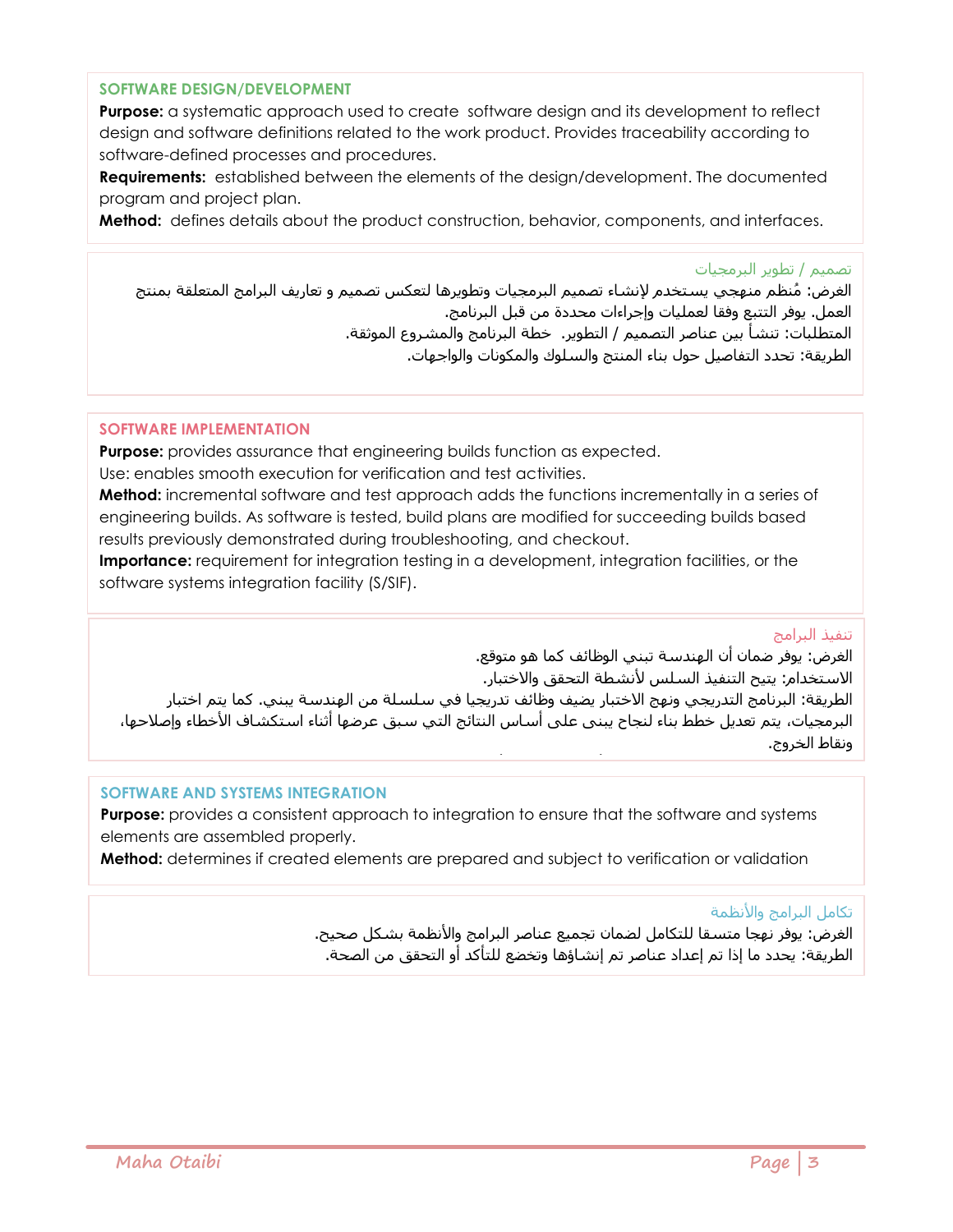### SOFTWARE DESIGN/DEVELOPMENT

**Purpose:** a systematic approach used to create software design and its development to reflect design and software definitions related to the work product. Provides traceability according to software-defined processes and procedures.

**Requirements:** established between the elements of the design/development. The documented program and project plan.

**Method:** defines details about the product construction, behavior, components, and interfaces.

### تصميم / تطوير البرمجيات

الغرض: مُنظم منهجي يستخدم لإنشاء تصميم البرمجيات وتطويرها لتعكس تصميم و تعاريف البرامج المتعلقة بمنتج العمل. يوفر التتبع وفقا لعمليات وإجراءات محددة من قبل البرنامج.

المتطلبات: تنشأ بين عناصر التصميم / التطوير. خطة البرنامج والمشروع الموثقة.

الطريقة: تحدد التفاصيل حول بناء المنتج والسلوك والمكونات والواجهات.

### SOFTWARE IMPLEMENTATION

**Purpose:** provides assurance that engineering builds function as expected.

Use: enables smooth execution for verification and test activities.

**Method:** incremental software and test approach adds the functions incrementally in a series of engineering builds. As software is tested, build plans are modified for succeeding builds based results previously demonstrated during troubleshooting, and checkout.

**Importance:** requirement for integration testing in a development, integration facilities, or the software systems integration facility (S/SIF).

### تنفيذ البرامج

الغرض: يوفر ضمان أن الهندسة تبني الوظائف كما هو متوقع.

الاستخدام: يتيح التنفيذ السلس لأنشطة التحقق والاختبار.

الطريقة: البرنامج التدريجي ونهج الاختبار يضيف وظائف تدريجيا في سلسلة من الهندسة يبني. كما يتم اختبار البرمجيات، يتم تعديل خطط بناء لنجاح يبنى على أساس النتائج التي سبق عرضها أثناء استكشاف الأخطاء وإصلاحها، ونقاط الخروج.

### SOFTWARE AND SYSTEMS INTEGRATION

**Purpose:** provides a consistent approach to integration to ensure that the software and systems elements are assembled properly.

**Method:** determines if created elements are prepared and subject to verification or validation

### تكامل البرامج والأنظمة

الغرض: يوفر نهجا متسقا للتكامل لضمان تجميع عناصر البرامج والأنظمة بشكل صحيح.

الطريقة: يحدد ما إذا تم إعداد عناصر تم إنشاؤها وتخضع للتأكد أو التحقق من الصحة.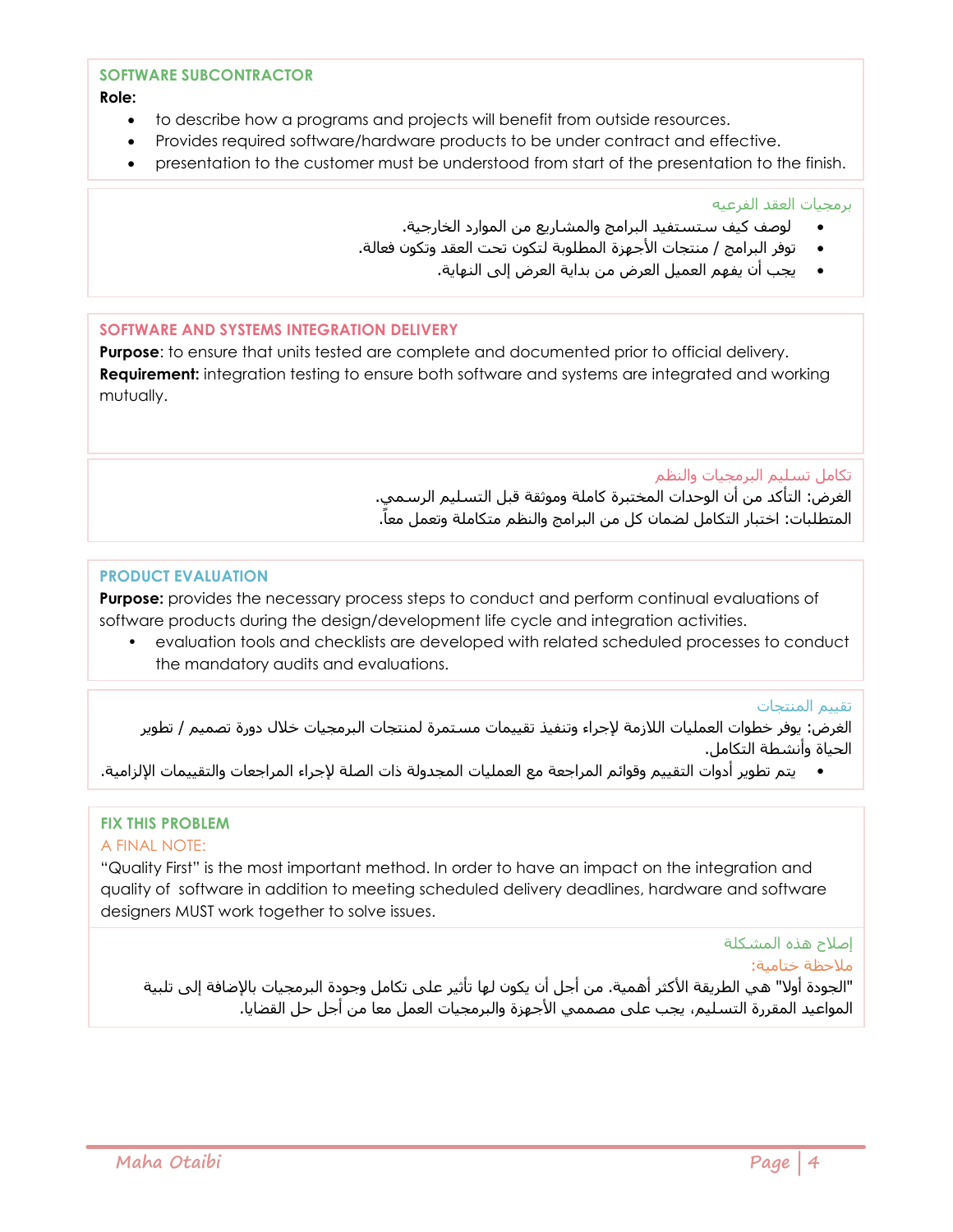### SOFTWARE SUBCONTRACTOR

**Role:**

- to describe how a programs and projects will benefit from outside resources.
- Provides required software/hardware products to be under contract and effective.
- presentation to the customer must be understood from start of the presentation to the finish.

### برمجيات العقد الفرعيه

- لوصف كيف ستستفيد البرامج والمشاريع من الموارد الخارجية.
- توفر البرامج / منتجات الأجهزة المطلوبة لتكون تحت العقد وتكون فعالة.
- يجب أن يفهم العميل العرض من بداية العرض إلى النهاية.

### SOFTWARE AND SYSTEMS INTEGRATION DELIVERY

**Purpose**: to ensure that units tested are complete and documented prior to official delivery.
**Requirement:** integration testing to ensure both software and systems are integrated and working mutually.

### تكامل تسليم البرمجيات والنظم

الغرض: التأكد من أن الوحدات المختبرة كاملة وموثقة قبل التسليم الرسمي.
المتطلبات: اختبار التكامل لضمان كل من البرامج والنظم متكاملة وتعمل معاً.

### PRODUCT EVALUATION

**Purpose:** provides the necessary process steps to conduct and perform continual evaluations of software products during the design/development life cycle and integration activities.

- evaluation tools and checklists are developed with related scheduled processes to conduct the mandatory audits and evaluations.

### تقييم المنتجات

الغرض: يوفر خطوات العمليات اللازمة لإجراء وتنفيذ تقييمات مستمرة لمنتجات البرمجيات خلال دورة تصميم / تطوير الحياة وأنشطة التكامل.

- يتم تطوير أدوات التقييم وقوائم المراجعة مع العمليات المجدولة ذات الصلة لإجراء المراجعات والتقييمات الإلزامية.

### FIX THIS PROBLEM

A FINAL NOTE:

“Quality First” is the most important method. In order to have an impact on the integration and quality of software in addition to meeting scheduled delivery deadlines, hardware and software designers MUST work together to solve issues.

### إصلاح هذه المشكلة

ملاحظة ختامية:

"الجودة أولا" هي الطريقة الأكثر أهمية. من أجل أن يكون لها تأثير على تكامل وجودة البرمجيات بالإضافة إلى تلبية المواعيد المقررة التسليم، يجب على مصممي الأجهزة والبرمجيات العمل معا من أجل حل القضايا.